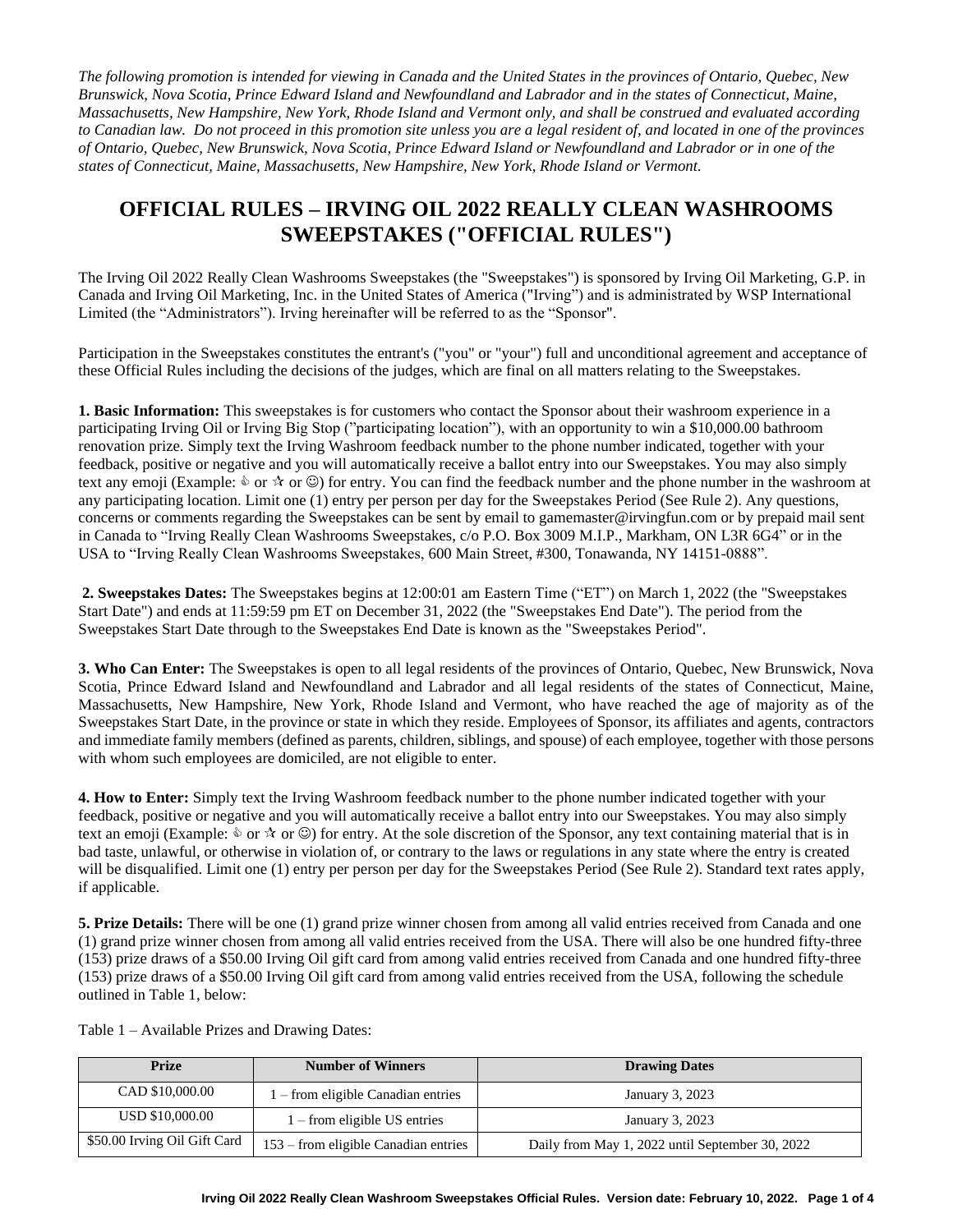*The following promotion is intended for viewing in Canada and the United States in the provinces of Ontario, Quebec, New Brunswick, Nova Scotia, Prince Edward Island and Newfoundland and Labrador and in the states of Connecticut, Maine, Massachusetts, New Hampshire, New York, Rhode Island and Vermont only, and shall be construed and evaluated according to Canadian law. Do not proceed in this promotion site unless you are a legal resident of, and located in one of the provinces of Ontario, Quebec, New Brunswick, Nova Scotia, Prince Edward Island or Newfoundland and Labrador or in one of the states of Connecticut, Maine, Massachusetts, New Hampshire, New York, Rhode Island or Vermont.*

# OFFICIAL RULES – IRVING OIL 2022 REALLY CLEAN WASHROOMS SWEEPSTAKES ("OFFICIAL RULES")

The Irving Oil 2022 Really Clean Washrooms Sweepstakes (the "Sweepstakes") is sponsored by Irving Oil Marketing, G.P. in Canada and Irving Oil Marketing, Inc. in the United States of America ("Irving") and is administrated by WSP International Limited (the "Administrators"). Irving hereinafter will be referred to as the "Sponsor".

Participation in the Sweepstakes constitutes the entrant's ("you" or "your") full and unconditional agreement and acceptance of these Official Rules including the decisions of the judges, which are final on all matters relating to the Sweepstakes.

**1. Basic Information:** This sweepstakes is for customers who contact the Sponsor about their washroom experience in a participating Irving Oil or Irving Big Stop ("participating location"), with an opportunity to win a $10,000.00 bathroom renovation prize. Simply text the Irving Washroom feedback number to the phone number indicated, together with your feedback, positive or negative and you will automatically receive a ballot entry into our Sweepstakes. You may also simply text any emoji (Example: 👍 or ☆ or ☺) for entry. You can find the feedback number and the phone number in the washroom at any participating location. Limit one (1) entry per person per day for the Sweepstakes Period (See Rule 2). Any questions, concerns or comments regarding the Sweepstakes can be sent by email to gamemaster@irvingfun.com or by prepaid mail sent in Canada to "Irving Really Clean Washrooms Sweepstakes, c/o P.O. Box 3009 M.I.P., Markham, ON L3R 6G4" or in the USA to "Irving Really Clean Washrooms Sweepstakes, 600 Main Street, #300, Tonawanda, NY 14151-0888".

**2. Sweepstakes Dates:** The Sweepstakes begins at 12:00:01 am Eastern Time ("ET") on March 1, 2022 (the "Sweepstakes Start Date") and ends at 11:59:59 pm ET on December 31, 2022 (the "Sweepstakes End Date"). The period from the Sweepstakes Start Date through to the Sweepstakes End Date is known as the "Sweepstakes Period".

**3. Who Can Enter:** The Sweepstakes is open to all legal residents of the provinces of Ontario, Quebec, New Brunswick, Nova Scotia, Prince Edward Island and Newfoundland and Labrador and all legal residents of the states of Connecticut, Maine, Massachusetts, New Hampshire, New York, Rhode Island and Vermont, who have reached the age of majority as of the Sweepstakes Start Date, in the province or state in which they reside. Employees of Sponsor, its affiliates and agents, contractors and immediate family members (defined as parents, children, siblings, and spouse) of each employee, together with those persons with whom such employees are domiciled, are not eligible to enter.

**4. How to Enter:** Simply text the Irving Washroom feedback number to the phone number indicated together with your feedback, positive or negative and you will automatically receive a ballot entry into our Sweepstakes. You may also simply text an emoji (Example: 👍 or ☆ or ☺) for entry. At the sole discretion of the Sponsor, any text containing material that is in bad taste, unlawful, or otherwise in violation of, or contrary to the laws or regulations in any state where the entry is created will be disqualified. Limit one (1) entry per person per day for the Sweepstakes Period (See Rule 2). Standard text rates apply, if applicable.

**5. Prize Details:** There will be one (1) grand prize winner chosen from among all valid entries received from Canada and one (1) grand prize winner chosen from among all valid entries received from the USA. There will also be one hundred fifty-three (153) prize draws of a $50.00 Irving Oil gift card from among valid entries received from Canada and one hundred fifty-three (153) prize draws of a $50.00 Irving Oil gift card from among valid entries received from the USA, following the schedule outlined in Table 1, below:

Table 1 – Available Prizes and Drawing Dates:

| Prize | Number of Winners | Drawing Dates |
|---|---|---|
| CAD $10,000.00 | 1 – from eligible Canadian entries | January 3, 2023 |
| USD $10,000.00 | 1 – from eligible US entries | January 3, 2023 |
| $50.00 Irving Oil Gift Card | 153 – from eligible Canadian entries | Daily from May 1, 2022 until September 30, 2022 |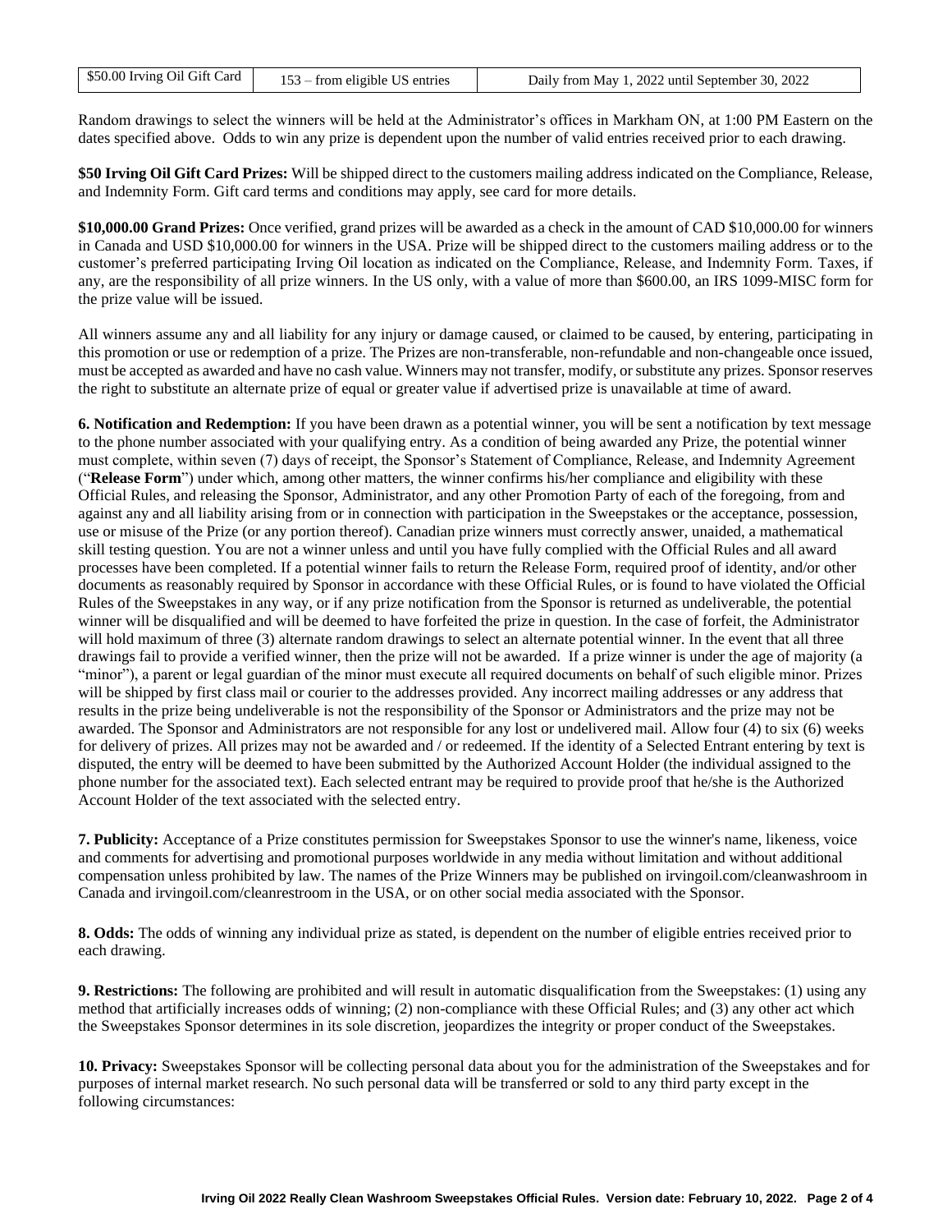| $50.00 Irving Oil Gift Card | 153 – from eligible US entries | Daily from May 1, 2022 until September 30, 2022 |
|---|---|---|

Random drawings to select the winners will be held at the Administrator's offices in Markham ON, at 1:00 PM Eastern on the dates specified above. Odds to win any prize is dependent upon the number of valid entries received prior to each drawing.

**$50 Irving Oil Gift Card Prizes:** Will be shipped direct to the customers mailing address indicated on the Compliance, Release, and Indemnity Form. Gift card terms and conditions may apply, see card for more details.

**$10,000.00 Grand Prizes:** Once verified, grand prizes will be awarded as a check in the amount of CAD $10,000.00 for winners in Canada and USD $10,000.00 for winners in the USA. Prize will be shipped direct to the customers mailing address or to the customer's preferred participating Irving Oil location as indicated on the Compliance, Release, and Indemnity Form. Taxes, if any, are the responsibility of all prize winners. In the US only, with a value of more than $600.00, an IRS 1099-MISC form for the prize value will be issued.

All winners assume any and all liability for any injury or damage caused, or claimed to be caused, by entering, participating in this promotion or use or redemption of a prize. The Prizes are non-transferable, non-refundable and non-changeable once issued, must be accepted as awarded and have no cash value. Winners may not transfer, modify, or substitute any prizes. Sponsor reserves the right to substitute an alternate prize of equal or greater value if advertised prize is unavailable at time of award.

**6. Notification and Redemption:** If you have been drawn as a potential winner, you will be sent a notification by text message to the phone number associated with your qualifying entry. As a condition of being awarded any Prize, the potential winner must complete, within seven (7) days of receipt, the Sponsor's Statement of Compliance, Release, and Indemnity Agreement ("**Release Form**") under which, among other matters, the winner confirms his/her compliance and eligibility with these Official Rules, and releasing the Sponsor, Administrator, and any other Promotion Party of each of the foregoing, from and against any and all liability arising from or in connection with participation in the Sweepstakes or the acceptance, possession, use or misuse of the Prize (or any portion thereof). Canadian prize winners must correctly answer, unaided, a mathematical skill testing question. You are not a winner unless and until you have fully complied with the Official Rules and all award processes have been completed. If a potential winner fails to return the Release Form, required proof of identity, and/or other documents as reasonably required by Sponsor in accordance with these Official Rules, or is found to have violated the Official Rules of the Sweepstakes in any way, or if any prize notification from the Sponsor is returned as undeliverable, the potential winner will be disqualified and will be deemed to have forfeited the prize in question. In the case of forfeit, the Administrator will hold maximum of three (3) alternate random drawings to select an alternate potential winner. In the event that all three drawings fail to provide a verified winner, then the prize will not be awarded. If a prize winner is under the age of majority (a "minor"), a parent or legal guardian of the minor must execute all required documents on behalf of such eligible minor. Prizes will be shipped by first class mail or courier to the addresses provided. Any incorrect mailing addresses or any address that results in the prize being undeliverable is not the responsibility of the Sponsor or Administrators and the prize may not be awarded. The Sponsor and Administrators are not responsible for any lost or undelivered mail. Allow four (4) to six (6) weeks for delivery of prizes. All prizes may not be awarded and / or redeemed. If the identity of a Selected Entrant entering by text is disputed, the entry will be deemed to have been submitted by the Authorized Account Holder (the individual assigned to the phone number for the associated text). Each selected entrant may be required to provide proof that he/she is the Authorized Account Holder of the text associated with the selected entry.

**7. Publicity:** Acceptance of a Prize constitutes permission for Sweepstakes Sponsor to use the winner's name, likeness, voice and comments for advertising and promotional purposes worldwide in any media without limitation and without additional compensation unless prohibited by law. The names of the Prize Winners may be published on irvingoil.com/cleanwashroom in Canada and irvingoil.com/cleanrestroom in the USA, or on other social media associated with the Sponsor.

**8. Odds:** The odds of winning any individual prize as stated, is dependent on the number of eligible entries received prior to each drawing.

**9. Restrictions:** The following are prohibited and will result in automatic disqualification from the Sweepstakes: (1) using any method that artificially increases odds of winning; (2) non-compliance with these Official Rules; and (3) any other act which the Sweepstakes Sponsor determines in its sole discretion, jeopardizes the integrity or proper conduct of the Sweepstakes.

**10. Privacy:** Sweepstakes Sponsor will be collecting personal data about you for the administration of the Sweepstakes and for purposes of internal market research. No such personal data will be transferred or sold to any third party except in the following circumstances: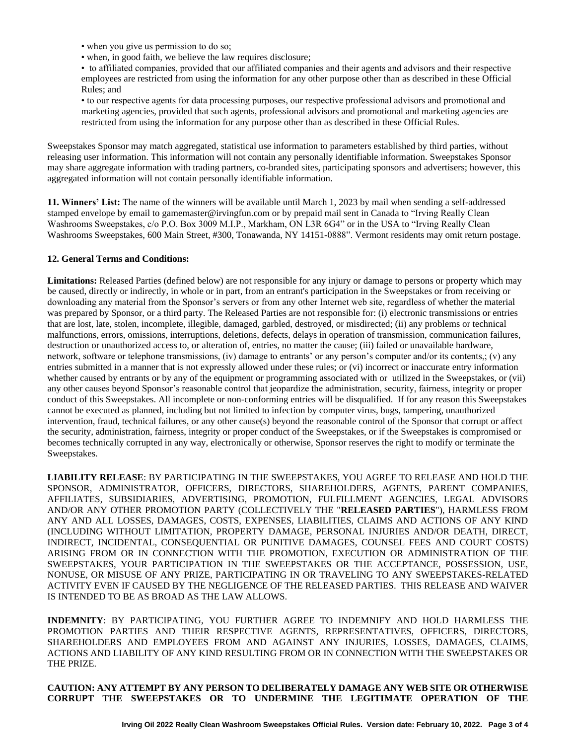- when you give us permission to do so;
- when, in good faith, we believe the law requires disclosure;
- to affiliated companies, provided that our affiliated companies and their agents and advisors and their respective employees are restricted from using the information for any other purpose other than as described in these Official Rules; and
- to our respective agents for data processing purposes, our respective professional advisors and promotional and marketing agencies, provided that such agents, professional advisors and promotional and marketing agencies are restricted from using the information for any purpose other than as described in these Official Rules.

Sweepstakes Sponsor may match aggregated, statistical use information to parameters established by third parties, without releasing user information. This information will not contain any personally identifiable information. Sweepstakes Sponsor may share aggregate information with trading partners, co-branded sites, participating sponsors and advertisers; however, this aggregated information will not contain personally identifiable information.

**11. Winners' List:** The name of the winners will be available until March 1, 2023 by mail when sending a self-addressed stamped envelope by email to gamemaster@irvingfun.com or by prepaid mail sent in Canada to "Irving Really Clean Washrooms Sweepstakes, c/o P.O. Box 3009 M.I.P., Markham, ON L3R 6G4" or in the USA to "Irving Really Clean Washrooms Sweepstakes, 600 Main Street, #300, Tonawanda, NY 14151-0888". Vermont residents may omit return postage.

**12. General Terms and Conditions:**

**Limitations:** Released Parties (defined below) are not responsible for any injury or damage to persons or property which may be caused, directly or indirectly, in whole or in part, from an entrant's participation in the Sweepstakes or from receiving or downloading any material from the Sponsor's servers or from any other Internet web site, regardless of whether the material was prepared by Sponsor, or a third party. The Released Parties are not responsible for: (i) electronic transmissions or entries that are lost, late, stolen, incomplete, illegible, damaged, garbled, destroyed, or misdirected; (ii) any problems or technical malfunctions, errors, omissions, interruptions, deletions, defects, delays in operation of transmission, communication failures, destruction or unauthorized access to, or alteration of, entries, no matter the cause; (iii) failed or unavailable hardware, network, software or telephone transmissions, (iv) damage to entrants' or any person's computer and/or its contents,; (v) any entries submitted in a manner that is not expressly allowed under these rules; or (vi) incorrect or inaccurate entry information whether caused by entrants or by any of the equipment or programming associated with or utilized in the Sweepstakes, or (vii) any other causes beyond Sponsor's reasonable control that jeopardize the administration, security, fairness, integrity or proper conduct of this Sweepstakes. All incomplete or non-conforming entries will be disqualified. If for any reason this Sweepstakes cannot be executed as planned, including but not limited to infection by computer virus, bugs, tampering, unauthorized intervention, fraud, technical failures, or any other cause(s) beyond the reasonable control of the Sponsor that corrupt or affect the security, administration, fairness, integrity or proper conduct of the Sweepstakes, or if the Sweepstakes is compromised or becomes technically corrupted in any way, electronically or otherwise, Sponsor reserves the right to modify or terminate the Sweepstakes.

**LIABILITY RELEASE**: BY PARTICIPATING IN THE SWEEPSTAKES, YOU AGREE TO RELEASE AND HOLD THE SPONSOR, ADMINISTRATOR, OFFICERS, DIRECTORS, SHAREHOLDERS, AGENTS, PARENT COMPANIES, AFFILIATES, SUBSIDIARIES, ADVERTISING, PROMOTION, FULFILLMENT AGENCIES, LEGAL ADVISORS AND/OR ANY OTHER PROMOTION PARTY (COLLECTIVELY THE "**RELEASED PARTIES**"), HARMLESS FROM ANY AND ALL LOSSES, DAMAGES, COSTS, EXPENSES, LIABILITIES, CLAIMS AND ACTIONS OF ANY KIND (INCLUDING WITHOUT LIMITATION, PROPERTY DAMAGE, PERSONAL INJURIES AND/OR DEATH, DIRECT, INDIRECT, INCIDENTAL, CONSEQUENTIAL OR PUNITIVE DAMAGES, COUNSEL FEES AND COURT COSTS) ARISING FROM OR IN CONNECTION WITH THE PROMOTION, EXECUTION OR ADMINISTRATION OF THE SWEEPSTAKES, YOUR PARTICIPATION IN THE SWEEPSTAKES OR THE ACCEPTANCE, POSSESSION, USE, NONUSE, OR MISUSE OF ANY PRIZE, PARTICIPATING IN OR TRAVELING TO ANY SWEEPSTAKES-RELATED ACTIVITY EVEN IF CAUSED BY THE NEGLIGENCE OF THE RELEASED PARTIES. THIS RELEASE AND WAIVER IS INTENDED TO BE AS BROAD AS THE LAW ALLOWS.

**INDEMNITY**: BY PARTICIPATING, YOU FURTHER AGREE TO INDEMNIFY AND HOLD HARMLESS THE PROMOTION PARTIES AND THEIR RESPECTIVE AGENTS, REPRESENTATIVES, OFFICERS, DIRECTORS, SHAREHOLDERS AND EMPLOYEES FROM AND AGAINST ANY INJURIES, LOSSES, DAMAGES, CLAIMS, ACTIONS AND LIABILITY OF ANY KIND RESULTING FROM OR IN CONNECTION WITH THE SWEEPSTAKES OR THE PRIZE.

**CAUTION: ANY ATTEMPT BY ANY PERSON TO DELIBERATELY DAMAGE ANY WEB SITE OR OTHERWISE CORRUPT THE SWEEPSTAKES OR TO UNDERMINE THE LEGITIMATE OPERATION OF THE**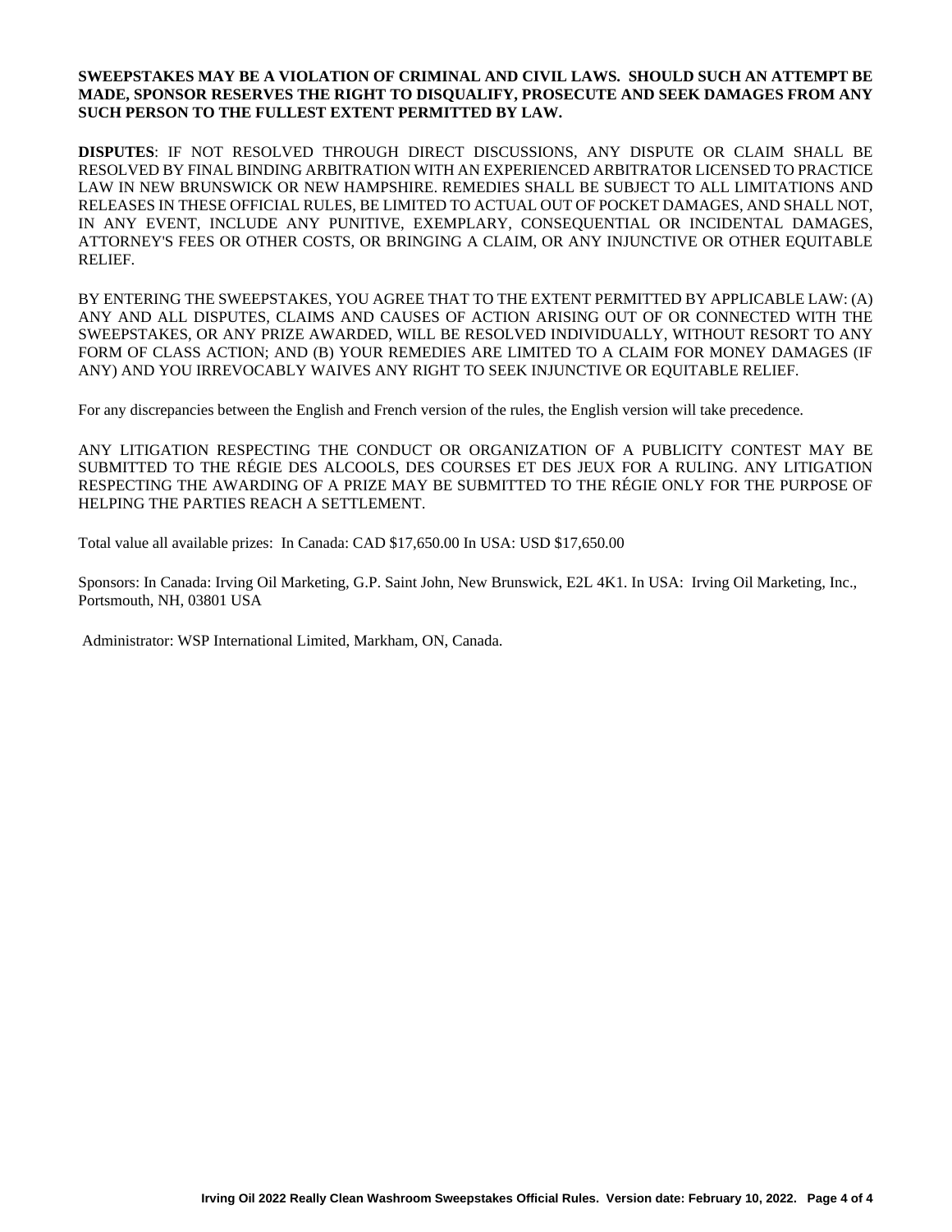**SWEEPSTAKES MAY BE A VIOLATION OF CRIMINAL AND CIVIL LAWS. SHOULD SUCH AN ATTEMPT BE MADE, SPONSOR RESERVES THE RIGHT TO DISQUALIFY, PROSECUTE AND SEEK DAMAGES FROM ANY SUCH PERSON TO THE FULLEST EXTENT PERMITTED BY LAW.**

**DISPUTES**: IF NOT RESOLVED THROUGH DIRECT DISCUSSIONS, ANY DISPUTE OR CLAIM SHALL BE RESOLVED BY FINAL BINDING ARBITRATION WITH AN EXPERIENCED ARBITRATOR LICENSED TO PRACTICE LAW IN NEW BRUNSWICK OR NEW HAMPSHIRE. REMEDIES SHALL BE SUBJECT TO ALL LIMITATIONS AND RELEASES IN THESE OFFICIAL RULES, BE LIMITED TO ACTUAL OUT OF POCKET DAMAGES, AND SHALL NOT, IN ANY EVENT, INCLUDE ANY PUNITIVE, EXEMPLARY, CONSEQUENTIAL OR INCIDENTAL DAMAGES, ATTORNEY'S FEES OR OTHER COSTS, OR BRINGING A CLAIM, OR ANY INJUNCTIVE OR OTHER EQUITABLE RELIEF.

BY ENTERING THE SWEEPSTAKES, YOU AGREE THAT TO THE EXTENT PERMITTED BY APPLICABLE LAW: (A) ANY AND ALL DISPUTES, CLAIMS AND CAUSES OF ACTION ARISING OUT OF OR CONNECTED WITH THE SWEEPSTAKES, OR ANY PRIZE AWARDED, WILL BE RESOLVED INDIVIDUALLY, WITHOUT RESORT TO ANY FORM OF CLASS ACTION; AND (B) YOUR REMEDIES ARE LIMITED TO A CLAIM FOR MONEY DAMAGES (IF ANY) AND YOU IRREVOCABLY WAIVES ANY RIGHT TO SEEK INJUNCTIVE OR EQUITABLE RELIEF.

For any discrepancies between the English and French version of the rules, the English version will take precedence.

ANY LITIGATION RESPECTING THE CONDUCT OR ORGANIZATION OF A PUBLICITY CONTEST MAY BE SUBMITTED TO THE RÉGIE DES ALCOOLS, DES COURSES ET DES JEUX FOR A RULING. ANY LITIGATION RESPECTING THE AWARDING OF A PRIZE MAY BE SUBMITTED TO THE RÉGIE ONLY FOR THE PURPOSE OF HELPING THE PARTIES REACH A SETTLEMENT.

Total value all available prizes: In Canada: CAD $17,650.00 In USA: USD $17,650.00

Sponsors: In Canada: Irving Oil Marketing, G.P. Saint John, New Brunswick, E2L 4K1. In USA: Irving Oil Marketing, Inc., Portsmouth, NH, 03801 USA

Administrator: WSP International Limited, Markham, ON, Canada.